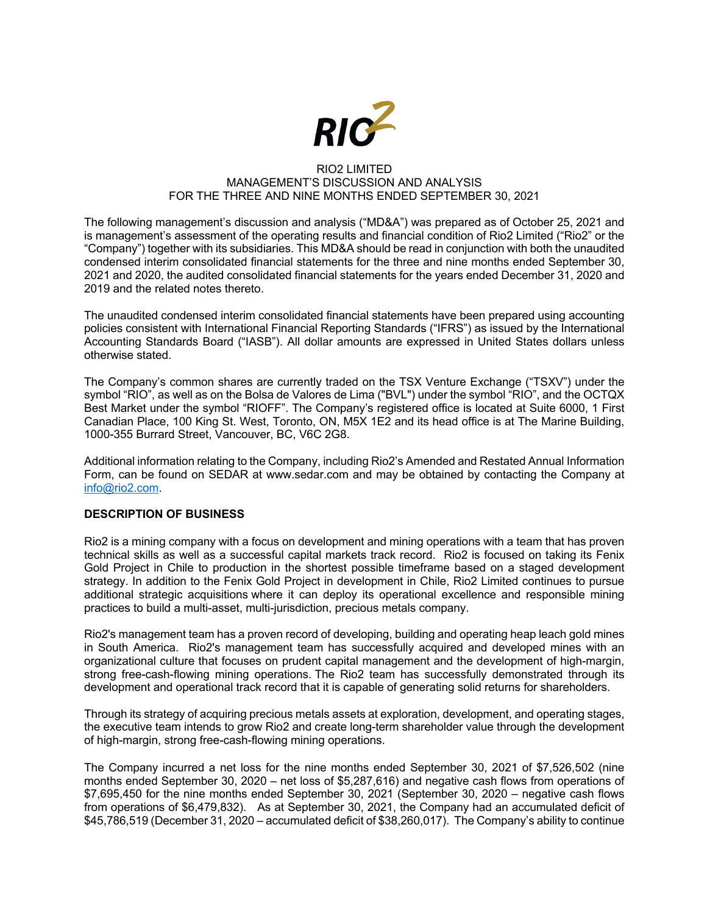RIO2 LIMITED
MANAGEMENT'S DISCUSSION AND ANALYSIS
FOR THE THREE AND NINE MONTHS ENDED SEPTEMBER 30, 2021

The following management's discussion and analysis ("MD&A") was prepared as of October 25, 2021 and is management's assessment of the operating results and financial condition of Rio2 Limited ("Rio2" or the "Company") together with its subsidiaries. This MD&A should be read in conjunction with both the unaudited condensed interim consolidated financial statements for the three and nine months ended September 30, 2021 and 2020, the audited consolidated financial statements for the years ended December 31, 2020 and 2019 and the related notes thereto.

The unaudited condensed interim consolidated financial statements have been prepared using accounting policies consistent with International Financial Reporting Standards ("IFRS") as issued by the International Accounting Standards Board ("IASB"). All dollar amounts are expressed in United States dollars unless otherwise stated.

The Company's common shares are currently traded on the TSX Venture Exchange ("TSXV") under the symbol "RIO", as well as on the Bolsa de Valores de Lima ("BVL") under the symbol "RIO", and the OCTQX Best Market under the symbol "RIOFF". The Company's registered office is located at Suite 6000, 1 First Canadian Place, 100 King St. West, Toronto, ON, M5X 1E2 and its head office is at The Marine Building, 1000-355 Burrard Street, Vancouver, BC, V6C 2G8.

Additional information relating to the Company, including Rio2's Amended and Restated Annual Information Form, can be found on SEDAR at www.sedar.com and may be obtained by contacting the Company at info@rio2.com.

## DESCRIPTION OF BUSINESS

Rio2 is a mining company with a focus on development and mining operations with a team that has proven technical skills as well as a successful capital markets track record. Rio2 is focused on taking its Fenix Gold Project in Chile to production in the shortest possible timeframe based on a staged development strategy. In addition to the Fenix Gold Project in development in Chile, Rio2 Limited continues to pursue additional strategic acquisitions where it can deploy its operational excellence and responsible mining practices to build a multi-asset, multi-jurisdiction, precious metals company.

Rio2's management team has a proven record of developing, building and operating heap leach gold mines in South America. Rio2's management team has successfully acquired and developed mines with an organizational culture that focuses on prudent capital management and the development of high-margin, strong free-cash-flowing mining operations. The Rio2 team has successfully demonstrated through its development and operational track record that it is capable of generating solid returns for shareholders.

Through its strategy of acquiring precious metals assets at exploration, development, and operating stages, the executive team intends to grow Rio2 and create long-term shareholder value through the development of high-margin, strong free-cash-flowing mining operations.

The Company incurred a net loss for the nine months ended September 30, 2021 of $7,526,502 (nine months ended September 30, 2020 – net loss of $5,287,616) and negative cash flows from operations of $7,695,450 for the nine months ended September 30, 2021 (September 30, 2020 – negative cash flows from operations of $6,479,832). As at September 30, 2021, the Company had an accumulated deficit of $45,786,519 (December 31, 2020 – accumulated deficit of $38,260,017). The Company's ability to continue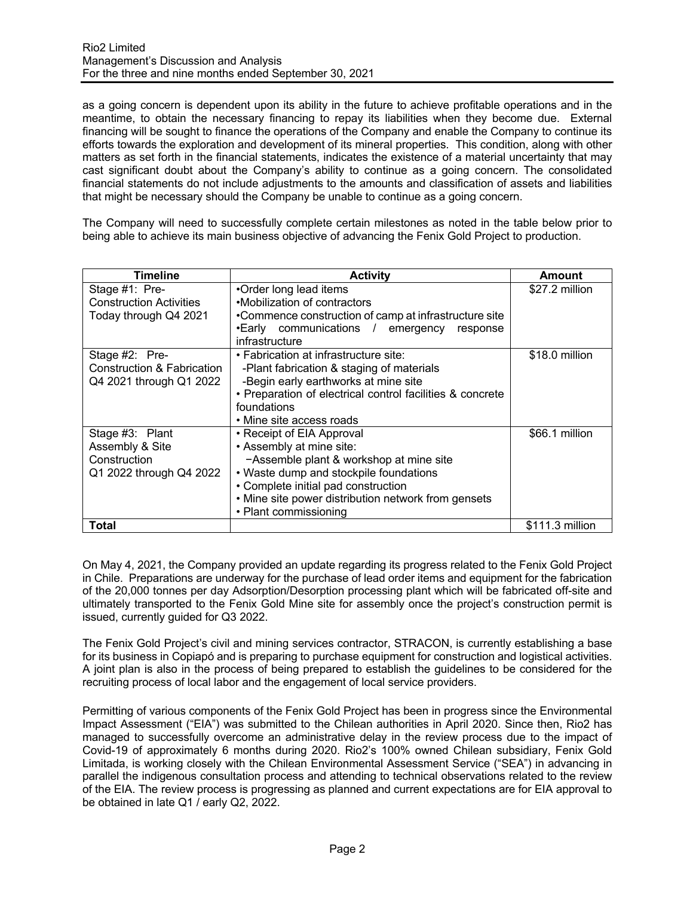as a going concern is dependent upon its ability in the future to achieve profitable operations and in the meantime, to obtain the necessary financing to repay its liabilities when they become due. External financing will be sought to finance the operations of the Company and enable the Company to continue its efforts towards the exploration and development of its mineral properties. This condition, along with other matters as set forth in the financial statements, indicates the existence of a material uncertainty that may cast significant doubt about the Company's ability to continue as a going concern. The consolidated financial statements do not include adjustments to the amounts and classification of assets and liabilities that might be necessary should the Company be unable to continue as a going concern.

The Company will need to successfully complete certain milestones as noted in the table below prior to being able to achieve its main business objective of advancing the Fenix Gold Project to production.

| Timeline | Activity | Amount |
|---|---|---|
| Stage #1: Pre-Construction Activities<br>Today through Q4 2021 | •Order long lead items<br>•Mobilization of contractors<br>•Commence construction of camp at infrastructure site<br>•Early communications / emergency response infrastructure | $27.2 million |
| Stage #2: Pre-Construction & Fabrication<br>Q4 2021 through Q1 2022 | • Fabrication at infrastructure site:<br>-Plant fabrication & staging of materials<br>-Begin early earthworks at mine site<br>• Preparation of electrical control facilities & concrete foundations<br>• Mine site access roads | $18.0 million |
| Stage #3: Plant Assembly & Site Construction<br>Q1 2022 through Q4 2022 | • Receipt of EIA Approval<br>• Assembly at mine site:<br>−Assemble plant & workshop at mine site<br>• Waste dump and stockpile foundations<br>• Complete initial pad construction<br>• Mine site power distribution network from gensets<br>• Plant commissioning | $66.1 million |
| **Total** | | $111.3 million |

On May 4, 2021, the Company provided an update regarding its progress related to the Fenix Gold Project in Chile. Preparations are underway for the purchase of lead order items and equipment for the fabrication of the 20,000 tonnes per day Adsorption/Desorption processing plant which will be fabricated off-site and ultimately transported to the Fenix Gold Mine site for assembly once the project's construction permit is issued, currently guided for Q3 2022.

The Fenix Gold Project's civil and mining services contractor, STRACON, is currently establishing a base for its business in Copiapó and is preparing to purchase equipment for construction and logistical activities. A joint plan is also in the process of being prepared to establish the guidelines to be considered for the recruiting process of local labor and the engagement of local service providers.

Permitting of various components of the Fenix Gold Project has been in progress since the Environmental Impact Assessment ("EIA") was submitted to the Chilean authorities in April 2020. Since then, Rio2 has managed to successfully overcome an administrative delay in the review process due to the impact of Covid-19 of approximately 6 months during 2020. Rio2's 100% owned Chilean subsidiary, Fenix Gold Limitada, is working closely with the Chilean Environmental Assessment Service ("SEA") in advancing in parallel the indigenous consultation process and attending to technical observations related to the review of the EIA. The review process is progressing as planned and current expectations are for EIA approval to be obtained in late Q1 / early Q2, 2022.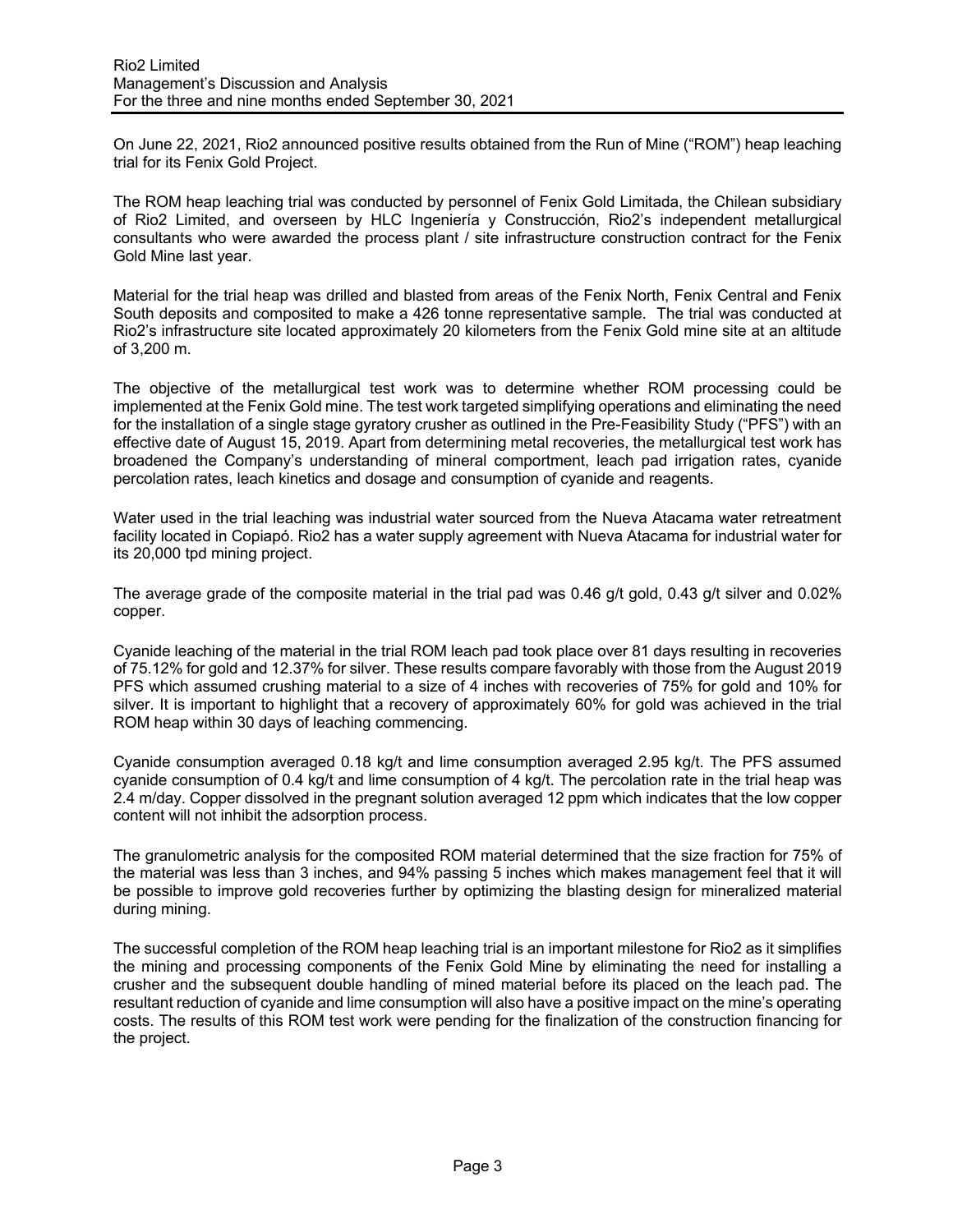On June 22, 2021, Rio2 announced positive results obtained from the Run of Mine ("ROM") heap leaching trial for its Fenix Gold Project.

The ROM heap leaching trial was conducted by personnel of Fenix Gold Limitada, the Chilean subsidiary of Rio2 Limited, and overseen by HLC Ingeniería y Construcción, Rio2's independent metallurgical consultants who were awarded the process plant / site infrastructure construction contract for the Fenix Gold Mine last year.

Material for the trial heap was drilled and blasted from areas of the Fenix North, Fenix Central and Fenix South deposits and composited to make a 426 tonne representative sample. The trial was conducted at Rio2's infrastructure site located approximately 20 kilometers from the Fenix Gold mine site at an altitude of 3,200 m.

The objective of the metallurgical test work was to determine whether ROM processing could be implemented at the Fenix Gold mine. The test work targeted simplifying operations and eliminating the need for the installation of a single stage gyratory crusher as outlined in the Pre-Feasibility Study ("PFS") with an effective date of August 15, 2019. Apart from determining metal recoveries, the metallurgical test work has broadened the Company's understanding of mineral comportment, leach pad irrigation rates, cyanide percolation rates, leach kinetics and dosage and consumption of cyanide and reagents.

Water used in the trial leaching was industrial water sourced from the Nueva Atacama water retreatment facility located in Copiapó. Rio2 has a water supply agreement with Nueva Atacama for industrial water for its 20,000 tpd mining project.

The average grade of the composite material in the trial pad was 0.46 g/t gold, 0.43 g/t silver and 0.02% copper.

Cyanide leaching of the material in the trial ROM leach pad took place over 81 days resulting in recoveries of 75.12% for gold and 12.37% for silver. These results compare favorably with those from the August 2019 PFS which assumed crushing material to a size of 4 inches with recoveries of 75% for gold and 10% for silver. It is important to highlight that a recovery of approximately 60% for gold was achieved in the trial ROM heap within 30 days of leaching commencing.

Cyanide consumption averaged 0.18 kg/t and lime consumption averaged 2.95 kg/t. The PFS assumed cyanide consumption of 0.4 kg/t and lime consumption of 4 kg/t. The percolation rate in the trial heap was 2.4 m/day. Copper dissolved in the pregnant solution averaged 12 ppm which indicates that the low copper content will not inhibit the adsorption process.

The granulometric analysis for the composited ROM material determined that the size fraction for 75% of the material was less than 3 inches, and 94% passing 5 inches which makes management feel that it will be possible to improve gold recoveries further by optimizing the blasting design for mineralized material during mining.

The successful completion of the ROM heap leaching trial is an important milestone for Rio2 as it simplifies the mining and processing components of the Fenix Gold Mine by eliminating the need for installing a crusher and the subsequent double handling of mined material before its placed on the leach pad. The resultant reduction of cyanide and lime consumption will also have a positive impact on the mine's operating costs. The results of this ROM test work were pending for the finalization of the construction financing for the project.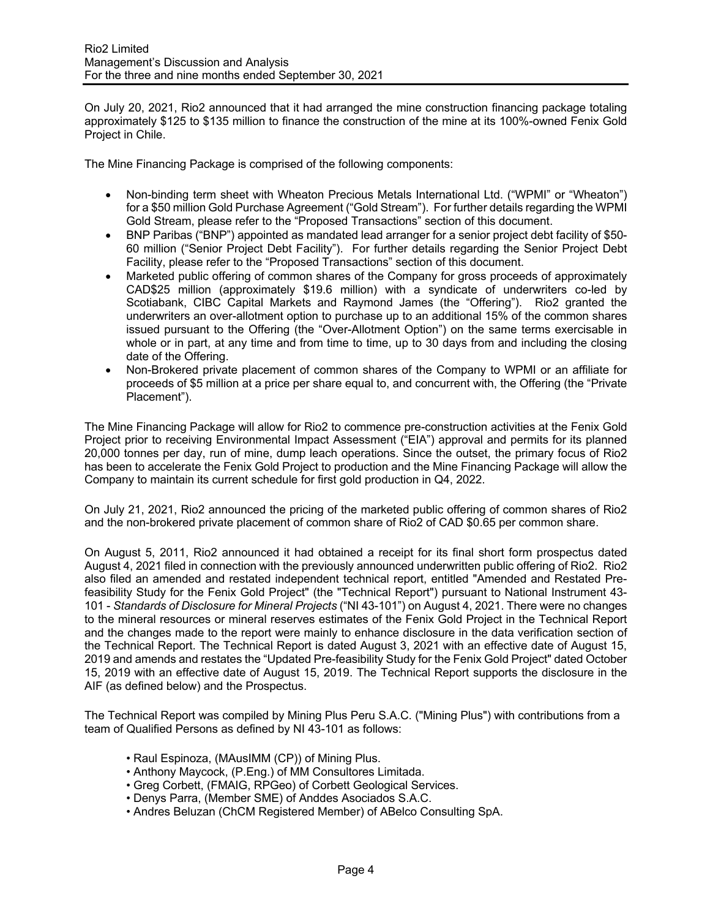On July 20, 2021, Rio2 announced that it had arranged the mine construction financing package totaling approximately $125 to $135 million to finance the construction of the mine at its 100%-owned Fenix Gold Project in Chile.

The Mine Financing Package is comprised of the following components:

- Non-binding term sheet with Wheaton Precious Metals International Ltd. ("WPMI" or "Wheaton") for a $50 million Gold Purchase Agreement ("Gold Stream"). For further details regarding the WPMI Gold Stream, please refer to the "Proposed Transactions" section of this document.
- BNP Paribas ("BNP") appointed as mandated lead arranger for a senior project debt facility of $50-60 million ("Senior Project Debt Facility"). For further details regarding the Senior Project Debt Facility, please refer to the "Proposed Transactions" section of this document.
- Marketed public offering of common shares of the Company for gross proceeds of approximately CAD$25 million (approximately $19.6 million) with a syndicate of underwriters co-led by Scotiabank, CIBC Capital Markets and Raymond James (the "Offering"). Rio2 granted the underwriters an over-allotment option to purchase up to an additional 15% of the common shares issued pursuant to the Offering (the "Over-Allotment Option") on the same terms exercisable in whole or in part, at any time and from time to time, up to 30 days from and including the closing date of the Offering.
- Non-Brokered private placement of common shares of the Company to WPMI or an affiliate for proceeds of $5 million at a price per share equal to, and concurrent with, the Offering (the "Private Placement").

The Mine Financing Package will allow for Rio2 to commence pre-construction activities at the Fenix Gold Project prior to receiving Environmental Impact Assessment ("EIA") approval and permits for its planned 20,000 tonnes per day, run of mine, dump leach operations. Since the outset, the primary focus of Rio2 has been to accelerate the Fenix Gold Project to production and the Mine Financing Package will allow the Company to maintain its current schedule for first gold production in Q4, 2022.

On July 21, 2021, Rio2 announced the pricing of the marketed public offering of common shares of Rio2 and the non-brokered private placement of common share of Rio2 of CAD $0.65 per common share.

On August 5, 2011, Rio2 announced it had obtained a receipt for its final short form prospectus dated August 4, 2021 filed in connection with the previously announced underwritten public offering of Rio2. Rio2 also filed an amended and restated independent technical report, entitled "Amended and Restated Pre-feasibility Study for the Fenix Gold Project" (the "Technical Report") pursuant to National Instrument 43-101 - *Standards of Disclosure for Mineral Projects* ("NI 43-101") on August 4, 2021. There were no changes to the mineral resources or mineral reserves estimates of the Fenix Gold Project in the Technical Report and the changes made to the report were mainly to enhance disclosure in the data verification section of the Technical Report. The Technical Report is dated August 3, 2021 with an effective date of August 15, 2019 and amends and restates the "Updated Pre-feasibility Study for the Fenix Gold Project" dated October 15, 2019 with an effective date of August 15, 2019. The Technical Report supports the disclosure in the AIF (as defined below) and the Prospectus.

The Technical Report was compiled by Mining Plus Peru S.A.C. ("Mining Plus") with contributions from a team of Qualified Persons as defined by NI 43-101 as follows:

- Raul Espinoza, (MAusIMM (CP)) of Mining Plus.
- Anthony Maycock, (P.Eng.) of MM Consultores Limitada.
- Greg Corbett, (FMAIG, RPGeo) of Corbett Geological Services.
- Denys Parra, (Member SME) of Anddes Asociados S.A.C.
- Andres Beluzan (ChCM Registered Member) of ABelco Consulting SpA.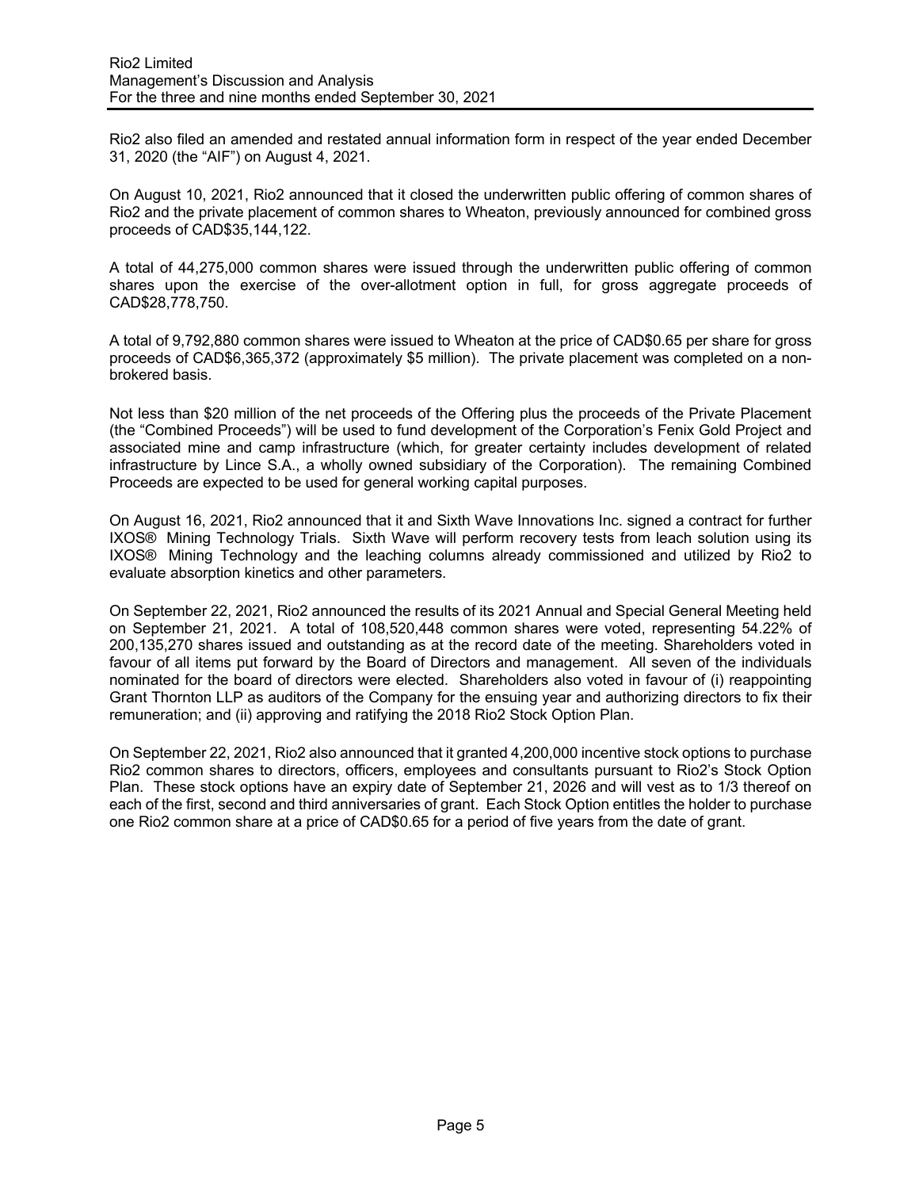Rio2 also filed an amended and restated annual information form in respect of the year ended December 31, 2020 (the "AIF") on August 4, 2021.

On August 10, 2021, Rio2 announced that it closed the underwritten public offering of common shares of Rio2 and the private placement of common shares to Wheaton, previously announced for combined gross proceeds of CAD$35,144,122.

A total of 44,275,000 common shares were issued through the underwritten public offering of common shares upon the exercise of the over-allotment option in full, for gross aggregate proceeds of CAD$28,778,750.

A total of 9,792,880 common shares were issued to Wheaton at the price of CAD$0.65 per share for gross proceeds of CAD$6,365,372 (approximately $5 million). The private placement was completed on a non-brokered basis.

Not less than $20 million of the net proceeds of the Offering plus the proceeds of the Private Placement (the "Combined Proceeds") will be used to fund development of the Corporation's Fenix Gold Project and associated mine and camp infrastructure (which, for greater certainty includes development of related infrastructure by Lince S.A., a wholly owned subsidiary of the Corporation). The remaining Combined Proceeds are expected to be used for general working capital purposes.

On August 16, 2021, Rio2 announced that it and Sixth Wave Innovations Inc. signed a contract for further IXOS® Mining Technology Trials. Sixth Wave will perform recovery tests from leach solution using its IXOS® Mining Technology and the leaching columns already commissioned and utilized by Rio2 to evaluate absorption kinetics and other parameters.

On September 22, 2021, Rio2 announced the results of its 2021 Annual and Special General Meeting held on September 21, 2021. A total of 108,520,448 common shares were voted, representing 54.22% of 200,135,270 shares issued and outstanding as at the record date of the meeting. Shareholders voted in favour of all items put forward by the Board of Directors and management. All seven of the individuals nominated for the board of directors were elected. Shareholders also voted in favour of (i) reappointing Grant Thornton LLP as auditors of the Company for the ensuing year and authorizing directors to fix their remuneration; and (ii) approving and ratifying the 2018 Rio2 Stock Option Plan.

On September 22, 2021, Rio2 also announced that it granted 4,200,000 incentive stock options to purchase Rio2 common shares to directors, officers, employees and consultants pursuant to Rio2's Stock Option Plan. These stock options have an expiry date of September 21, 2026 and will vest as to 1/3 thereof on each of the first, second and third anniversaries of grant. Each Stock Option entitles the holder to purchase one Rio2 common share at a price of CAD$0.65 for a period of five years from the date of grant.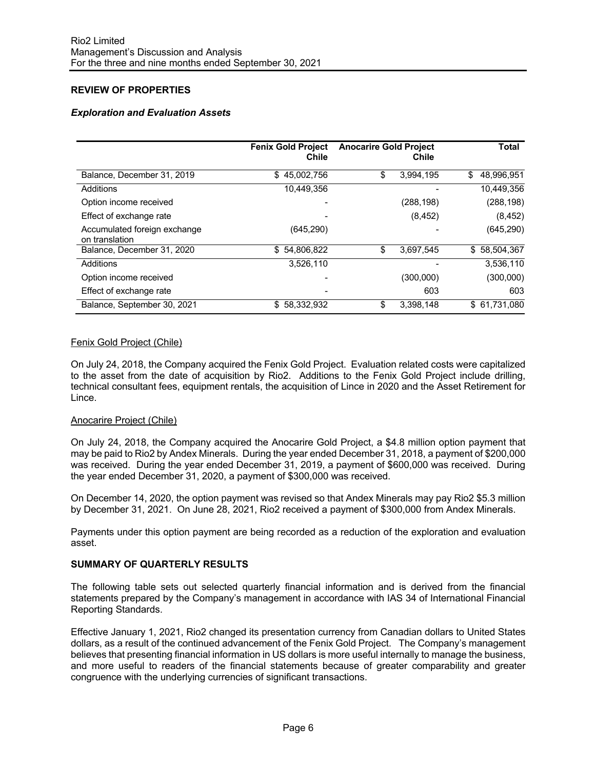## REVIEW OF PROPERTIES

### *Exploration and Evaluation Assets*

| | Fenix Gold Project Chile | Anocarire Gold Project Chile | Total |
|---|---|---|---|
| Balance, December 31, 2019 | $ 45,002,756 | $ 3,994,195 | $ 48,996,951 |
| Additions | 10,449,356 | - | 10,449,356 |
| Option income received | - | (288,198) | (288,198) |
| Effect of exchange rate | - | (8,452) | (8,452) |
| Accumulated foreign exchange on translation | (645,290) | - | (645,290) |
| Balance, December 31, 2020 | $ 54,806,822 | $ 3,697,545 | $ 58,504,367 |
| Additions | 3,526,110 | - | 3,536,110 |
| Option income received | - | (300,000) | (300,000) |
| Effect of exchange rate | - | 603 | 603 |
| Balance, September 30, 2021 | $ 58,332,932 | $ 3,398,148 | $ 61,731,080 |

Fenix Gold Project (Chile)

On July 24, 2018, the Company acquired the Fenix Gold Project. Evaluation related costs were capitalized to the asset from the date of acquisition by Rio2. Additions to the Fenix Gold Project include drilling, technical consultant fees, equipment rentals, the acquisition of Lince in 2020 and the Asset Retirement for Lince.

Anocarire Project (Chile)

On July 24, 2018, the Company acquired the Anocarire Gold Project, a $4.8 million option payment that may be paid to Rio2 by Andex Minerals. During the year ended December 31, 2018, a payment of $200,000 was received. During the year ended December 31, 2019, a payment of $600,000 was received. During the year ended December 31, 2020, a payment of $300,000 was received.

On December 14, 2020, the option payment was revised so that Andex Minerals may pay Rio2 $5.3 million by December 31, 2021. On June 28, 2021, Rio2 received a payment of $300,000 from Andex Minerals.

Payments under this option payment are being recorded as a reduction of the exploration and evaluation asset.

## SUMMARY OF QUARTERLY RESULTS

The following table sets out selected quarterly financial information and is derived from the financial statements prepared by the Company's management in accordance with IAS 34 of International Financial Reporting Standards.

Effective January 1, 2021, Rio2 changed its presentation currency from Canadian dollars to United States dollars, as a result of the continued advancement of the Fenix Gold Project. The Company's management believes that presenting financial information in US dollars is more useful internally to manage the business, and more useful to readers of the financial statements because of greater comparability and greater congruence with the underlying currencies of significant transactions.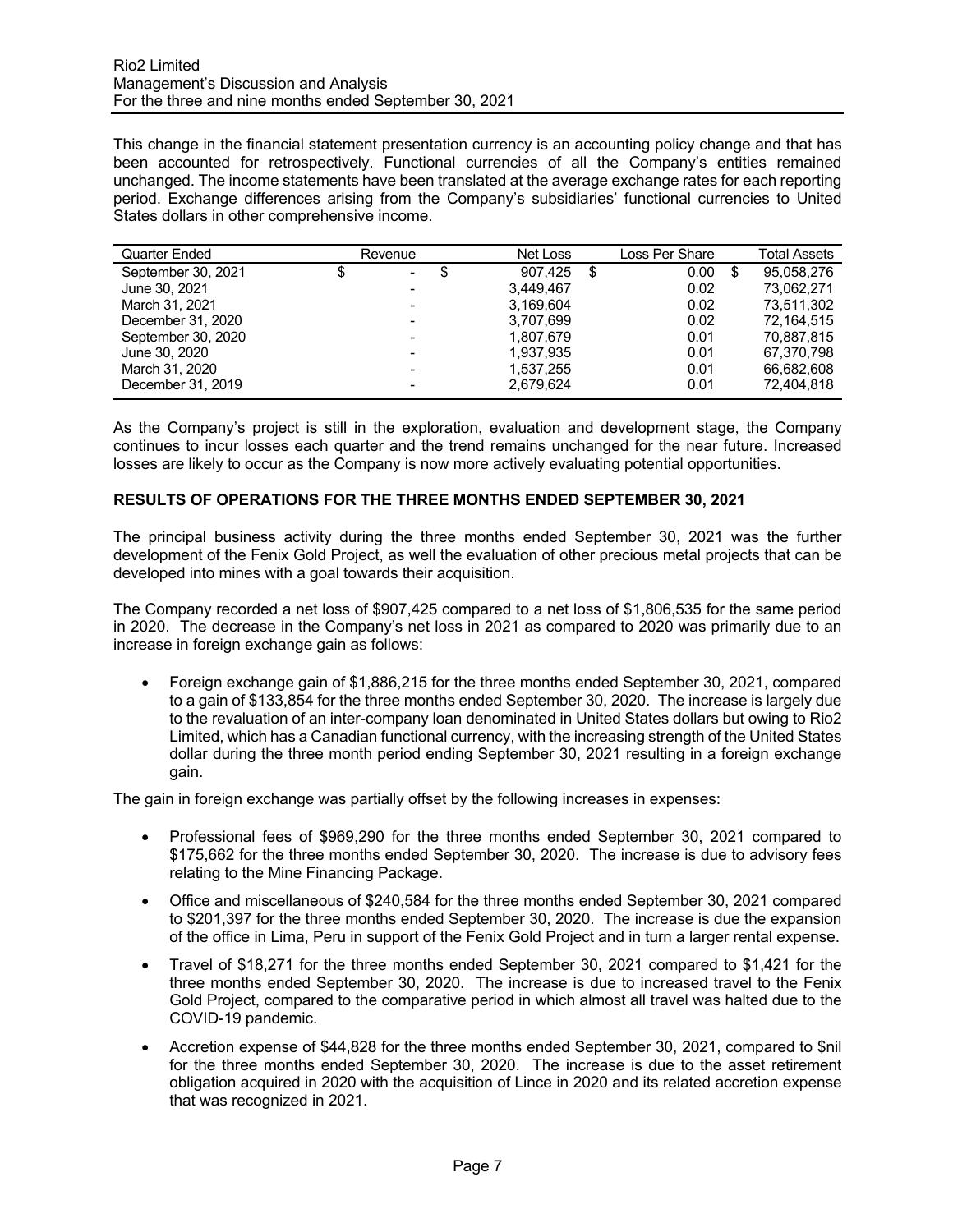This change in the financial statement presentation currency is an accounting policy change and that has been accounted for retrospectively. Functional currencies of all the Company's entities remained unchanged. The income statements have been translated at the average exchange rates for each reporting period. Exchange differences arising from the Company's subsidiaries' functional currencies to United States dollars in other comprehensive income.

| Quarter Ended | Revenue | Net Loss | Loss Per Share | Total Assets |
|---|---|---|---|---|
| September 30, 2021 | $ - | $ 907,425 | $ 0.00 | $ 95,058,276 |
| June 30, 2021 | - | 3,449,467 | 0.02 | 73,062,271 |
| March 31, 2021 | - | 3,169,604 | 0.02 | 73,511,302 |
| December 31, 2020 | - | 3,707,699 | 0.02 | 72,164,515 |
| September 30, 2020 | - | 1,807,679 | 0.01 | 70,887,815 |
| June 30, 2020 | - | 1,937,935 | 0.01 | 67,370,798 |
| March 31, 2020 | - | 1,537,255 | 0.01 | 66,682,608 |
| December 31, 2019 | - | 2,679,624 | 0.01 | 72,404,818 |

As the Company's project is still in the exploration, evaluation and development stage, the Company continues to incur losses each quarter and the trend remains unchanged for the near future. Increased losses are likely to occur as the Company is now more actively evaluating potential opportunities.

## RESULTS OF OPERATIONS FOR THE THREE MONTHS ENDED SEPTEMBER 30, 2021

The principal business activity during the three months ended September 30, 2021 was the further development of the Fenix Gold Project, as well the evaluation of other precious metal projects that can be developed into mines with a goal towards their acquisition.

The Company recorded a net loss of $907,425 compared to a net loss of $1,806,535 for the same period in 2020. The decrease in the Company's net loss in 2021 as compared to 2020 was primarily due to an increase in foreign exchange gain as follows:

- Foreign exchange gain of $1,886,215 for the three months ended September 30, 2021, compared to a gain of $133,854 for the three months ended September 30, 2020. The increase is largely due to the revaluation of an inter-company loan denominated in United States dollars but owing to Rio2 Limited, which has a Canadian functional currency, with the increasing strength of the United States dollar during the three month period ending September 30, 2021 resulting in a foreign exchange gain.

The gain in foreign exchange was partially offset by the following increases in expenses:

- Professional fees of $969,290 for the three months ended September 30, 2021 compared to $175,662 for the three months ended September 30, 2020. The increase is due to advisory fees relating to the Mine Financing Package.
- Office and miscellaneous of $240,584 for the three months ended September 30, 2021 compared to $201,397 for the three months ended September 30, 2020. The increase is due the expansion of the office in Lima, Peru in support of the Fenix Gold Project and in turn a larger rental expense.
- Travel of $18,271 for the three months ended September 30, 2021 compared to $1,421 for the three months ended September 30, 2020. The increase is due to increased travel to the Fenix Gold Project, compared to the comparative period in which almost all travel was halted due to the COVID-19 pandemic.
- Accretion expense of $44,828 for the three months ended September 30, 2021, compared to $nil for the three months ended September 30, 2020. The increase is due to the asset retirement obligation acquired in 2020 with the acquisition of Lince in 2020 and its related accretion expense that was recognized in 2021.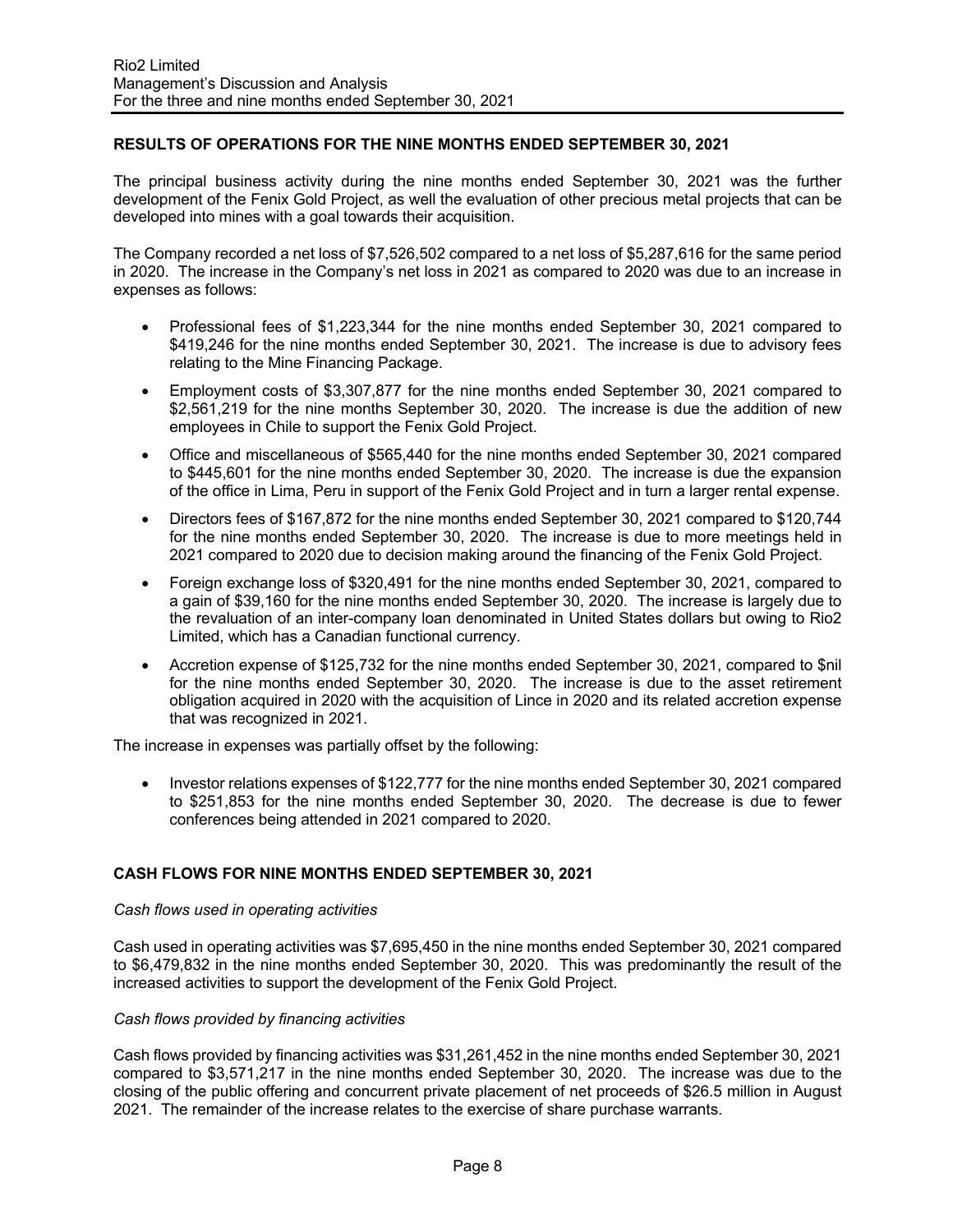## RESULTS OF OPERATIONS FOR THE NINE MONTHS ENDED SEPTEMBER 30, 2021

The principal business activity during the nine months ended September 30, 2021 was the further development of the Fenix Gold Project, as well the evaluation of other precious metal projects that can be developed into mines with a goal towards their acquisition.

The Company recorded a net loss of $7,526,502 compared to a net loss of $5,287,616 for the same period in 2020. The increase in the Company's net loss in 2021 as compared to 2020 was due to an increase in expenses as follows:

- Professional fees of $1,223,344 for the nine months ended September 30, 2021 compared to $419,246 for the nine months ended September 30, 2021. The increase is due to advisory fees relating to the Mine Financing Package.
- Employment costs of $3,307,877 for the nine months ended September 30, 2021 compared to $2,561,219 for the nine months September 30, 2020. The increase is due the addition of new employees in Chile to support the Fenix Gold Project.
- Office and miscellaneous of $565,440 for the nine months ended September 30, 2021 compared to $445,601 for the nine months ended September 30, 2020. The increase is due the expansion of the office in Lima, Peru in support of the Fenix Gold Project and in turn a larger rental expense.
- Directors fees of $167,872 for the nine months ended September 30, 2021 compared to $120,744 for the nine months ended September 30, 2020. The increase is due to more meetings held in 2021 compared to 2020 due to decision making around the financing of the Fenix Gold Project.
- Foreign exchange loss of $320,491 for the nine months ended September 30, 2021, compared to a gain of $39,160 for the nine months ended September 30, 2020. The increase is largely due to the revaluation of an inter-company loan denominated in United States dollars but owing to Rio2 Limited, which has a Canadian functional currency.
- Accretion expense of $125,732 for the nine months ended September 30, 2021, compared to $nil for the nine months ended September 30, 2020. The increase is due to the asset retirement obligation acquired in 2020 with the acquisition of Lince in 2020 and its related accretion expense that was recognized in 2021.

The increase in expenses was partially offset by the following:

- Investor relations expenses of $122,777 for the nine months ended September 30, 2021 compared to $251,853 for the nine months ended September 30, 2020. The decrease is due to fewer conferences being attended in 2021 compared to 2020.

## CASH FLOWS FOR NINE MONTHS ENDED SEPTEMBER 30, 2021

*Cash flows used in operating activities*

Cash used in operating activities was $7,695,450 in the nine months ended September 30, 2021 compared to $6,479,832 in the nine months ended September 30, 2020. This was predominantly the result of the increased activities to support the development of the Fenix Gold Project.

*Cash flows provided by financing activities*

Cash flows provided by financing activities was $31,261,452 in the nine months ended September 30, 2021 compared to $3,571,217 in the nine months ended September 30, 2020. The increase was due to the closing of the public offering and concurrent private placement of net proceeds of $26.5 million in August 2021. The remainder of the increase relates to the exercise of share purchase warrants.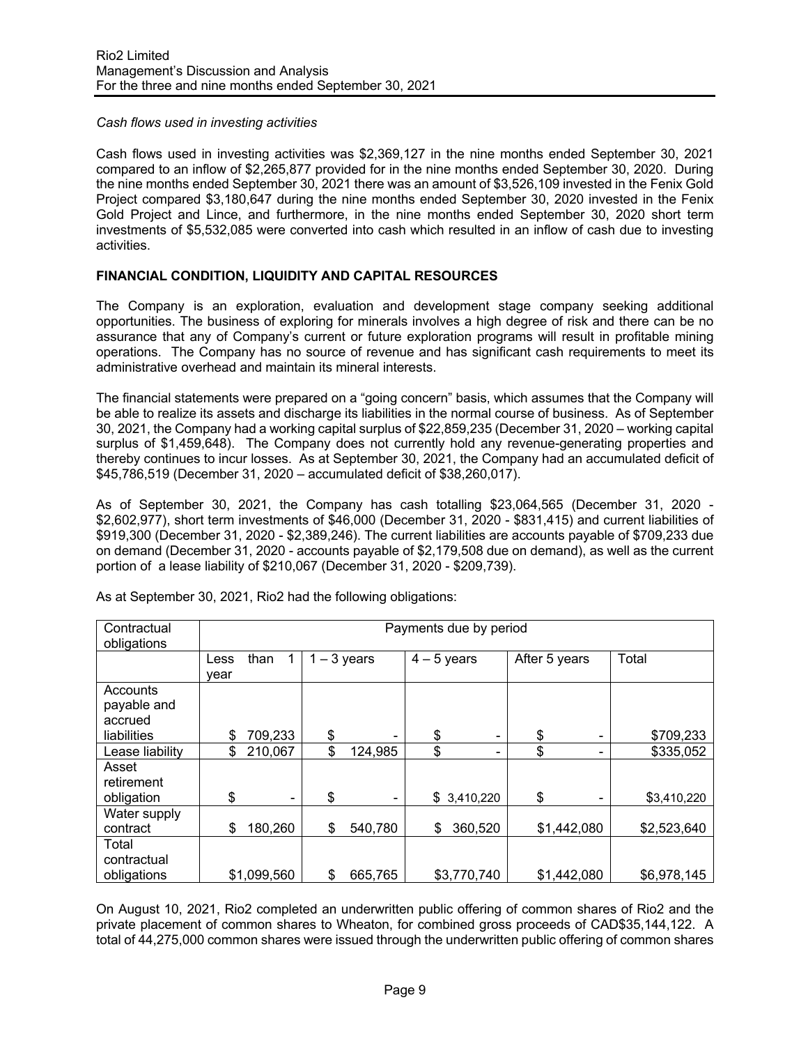*Cash flows used in investing activities*

Cash flows used in investing activities was $2,369,127 in the nine months ended September 30, 2021 compared to an inflow of $2,265,877 provided for in the nine months ended September 30, 2020. During the nine months ended September 30, 2021 there was an amount of $3,526,109 invested in the Fenix Gold Project compared $3,180,647 during the nine months ended September 30, 2020 invested in the Fenix Gold Project and Lince, and furthermore, in the nine months ended September 30, 2020 short term investments of $5,532,085 were converted into cash which resulted in an inflow of cash due to investing activities.

**FINANCIAL CONDITION, LIQUIDITY AND CAPITAL RESOURCES**

The Company is an exploration, evaluation and development stage company seeking additional opportunities. The business of exploring for minerals involves a high degree of risk and there can be no assurance that any of Company's current or future exploration programs will result in profitable mining operations. The Company has no source of revenue and has significant cash requirements to meet its administrative overhead and maintain its mineral interests.

The financial statements were prepared on a "going concern" basis, which assumes that the Company will be able to realize its assets and discharge its liabilities in the normal course of business. As of September 30, 2021, the Company had a working capital surplus of $22,859,235 (December 31, 2020 – working capital surplus of $1,459,648). The Company does not currently hold any revenue-generating properties and thereby continues to incur losses. As at September 30, 2021, the Company had an accumulated deficit of $45,786,519 (December 31, 2020 – accumulated deficit of $38,260,017).

As of September 30, 2021, the Company has cash totalling $23,064,565 (December 31, 2020 - $2,602,977), short term investments of $46,000 (December 31, 2020 - $831,415) and current liabilities of $919,300 (December 31, 2020 - $2,389,246). The current liabilities are accounts payable of $709,233 due on demand (December 31, 2020 - accounts payable of $2,179,508 due on demand), as well as the current portion of a lease liability of $210,067 (December 31, 2020 - $209,739).

As at September 30, 2021, Rio2 had the following obligations:

| Contractual obligations | Payments due by period | | | | |
|---|---|---|---|---|---|
| | Less than 1 year | 1 – 3 years | 4 – 5 years | After 5 years | Total |
| Accounts payable and accrued liabilities | $ 709,233 | $ - | $ - | $ - | $709,233 |
| Lease liability | $ 210,067 | $ 124,985 | $ - | $ - | $335,052 |
| Asset retirement obligation | $ - | $ - | $ 3,410,220 | $ - | $3,410,220 |
| Water supply contract | $ 180,260 | $ 540,780 | $ 360,520 | $1,442,080 | $2,523,640 |
| Total contractual obligations | $1,099,560 | $ 665,765 | $3,770,740 | $1,442,080 | $6,978,145 |

On August 10, 2021, Rio2 completed an underwritten public offering of common shares of Rio2 and the private placement of common shares to Wheaton, for combined gross proceeds of CAD$35,144,122. A total of 44,275,000 common shares were issued through the underwritten public offering of common shares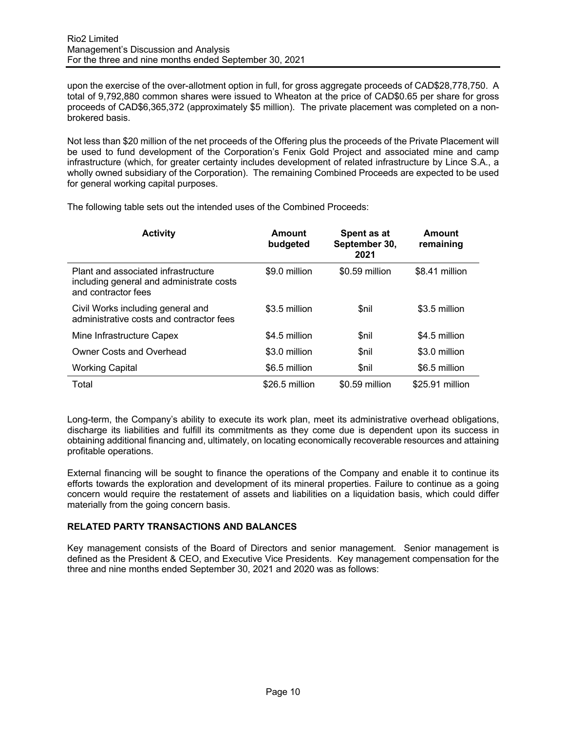upon the exercise of the over-allotment option in full, for gross aggregate proceeds of CAD$28,778,750. A total of 9,792,880 common shares were issued to Wheaton at the price of CAD$0.65 per share for gross proceeds of CAD$6,365,372 (approximately $5 million). The private placement was completed on a non-brokered basis.

Not less than $20 million of the net proceeds of the Offering plus the proceeds of the Private Placement will be used to fund development of the Corporation's Fenix Gold Project and associated mine and camp infrastructure (which, for greater certainty includes development of related infrastructure by Lince S.A., a wholly owned subsidiary of the Corporation). The remaining Combined Proceeds are expected to be used for general working capital purposes.

The following table sets out the intended uses of the Combined Proceeds:

| Activity | Amount budgeted | Spent as at September 30, 2021 | Amount remaining |
|---|---|---|---|
| Plant and associated infrastructure including general and administrate costs and contractor fees | $9.0 million | $0.59 million | $8.41 million |
| Civil Works including general and administrative costs and contractor fees | $3.5 million | $nil | $3.5 million |
| Mine Infrastructure Capex | $4.5 million | $nil | $4.5 million |
| Owner Costs and Overhead | $3.0 million | $nil | $3.0 million |
| Working Capital | $6.5 million | $nil | $6.5 million |
| Total | $26.5 million | $0.59 million | $25.91 million |

Long-term, the Company's ability to execute its work plan, meet its administrative overhead obligations, discharge its liabilities and fulfill its commitments as they come due is dependent upon its success in obtaining additional financing and, ultimately, on locating economically recoverable resources and attaining profitable operations.

External financing will be sought to finance the operations of the Company and enable it to continue its efforts towards the exploration and development of its mineral properties. Failure to continue as a going concern would require the restatement of assets and liabilities on a liquidation basis, which could differ materially from the going concern basis.

## RELATED PARTY TRANSACTIONS AND BALANCES

Key management consists of the Board of Directors and senior management. Senior management is defined as the President & CEO, and Executive Vice Presidents. Key management compensation for the three and nine months ended September 30, 2021 and 2020 was as follows: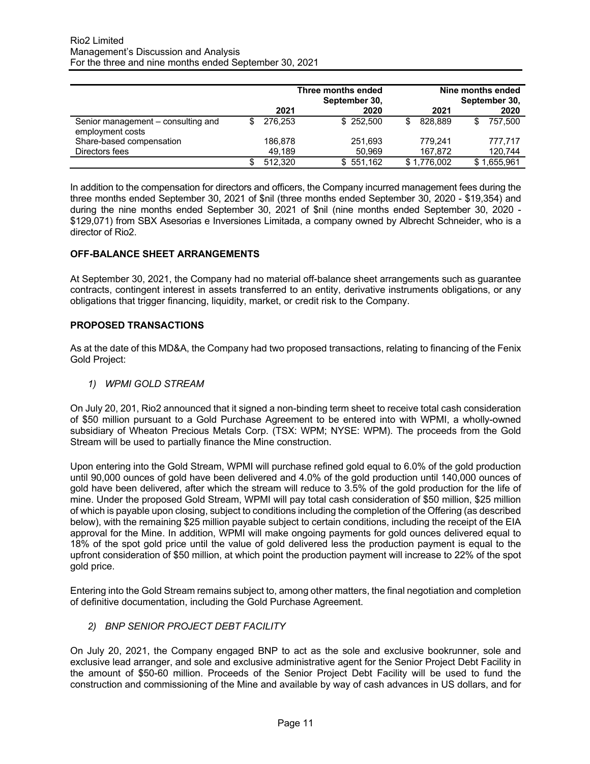| | Three months ended September 30, | | Nine months ended September 30, | |
|---|---|---|---|---|
| | 2021 | 2020 | 2021 | 2020 |
| Senior management – consulting and employment costs | $ 276,253 | $ 252,500 | $ 828,889 | $ 757,500 |
| Share-based compensation | 186,878 | 251,693 | 779,241 | 777,717 |
| Directors fees | 49,189 | 50,969 | 167,872 | 120,744 |
| | $ 512,320 | $ 551,162 | $ 1,776,002 | $ 1,655,961 |

In addition to the compensation for directors and officers, the Company incurred management fees during the three months ended September 30, 2021 of $nil (three months ended September 30, 2020 - $19,354) and during the nine months ended September 30, 2021 of $nil (nine months ended September 30, 2020 - $129,071) from SBX Asesorias e Inversiones Limitada, a company owned by Albrecht Schneider, who is a director of Rio2.

## OFF-BALANCE SHEET ARRANGEMENTS

At September 30, 2021, the Company had no material off-balance sheet arrangements such as guarantee contracts, contingent interest in assets transferred to an entity, derivative instruments obligations, or any obligations that trigger financing, liquidity, market, or credit risk to the Company.

## PROPOSED TRANSACTIONS

As at the date of this MD&A, the Company had two proposed transactions, relating to financing of the Fenix Gold Project:

### *1) WPMI GOLD STREAM*

On July 20, 201, Rio2 announced that it signed a non-binding term sheet to receive total cash consideration of $50 million pursuant to a Gold Purchase Agreement to be entered into with WPMI, a wholly-owned subsidiary of Wheaton Precious Metals Corp. (TSX: WPM; NYSE: WPM). The proceeds from the Gold Stream will be used to partially finance the Mine construction.

Upon entering into the Gold Stream, WPMI will purchase refined gold equal to 6.0% of the gold production until 90,000 ounces of gold have been delivered and 4.0% of the gold production until 140,000 ounces of gold have been delivered, after which the stream will reduce to 3.5% of the gold production for the life of mine. Under the proposed Gold Stream, WPMI will pay total cash consideration of $50 million, $25 million of which is payable upon closing, subject to conditions including the completion of the Offering (as described below), with the remaining $25 million payable subject to certain conditions, including the receipt of the EIA approval for the Mine. In addition, WPMI will make ongoing payments for gold ounces delivered equal to 18% of the spot gold price until the value of gold delivered less the production payment is equal to the upfront consideration of $50 million, at which point the production payment will increase to 22% of the spot gold price.

Entering into the Gold Stream remains subject to, among other matters, the final negotiation and completion of definitive documentation, including the Gold Purchase Agreement.

### *2) BNP SENIOR PROJECT DEBT FACILITY*

On July 20, 2021, the Company engaged BNP to act as the sole and exclusive bookrunner, sole and exclusive lead arranger, and sole and exclusive administrative agent for the Senior Project Debt Facility in the amount of $50-60 million. Proceeds of the Senior Project Debt Facility will be used to fund the construction and commissioning of the Mine and available by way of cash advances in US dollars, and for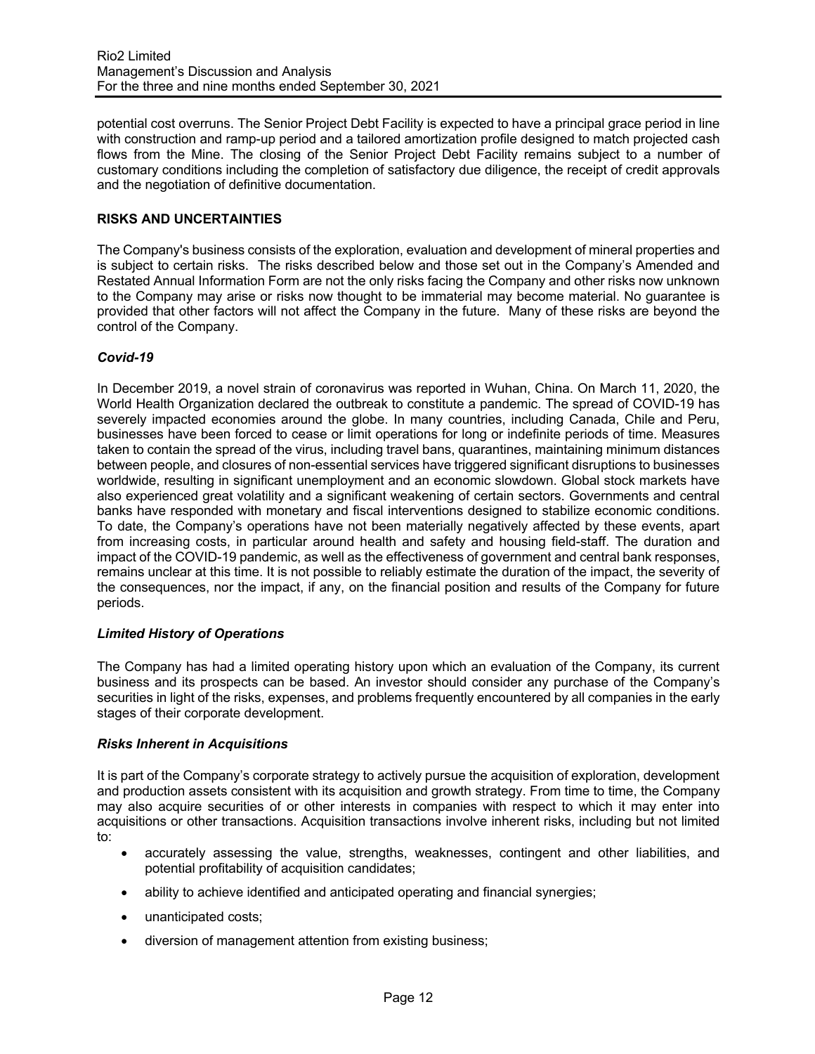potential cost overruns. The Senior Project Debt Facility is expected to have a principal grace period in line with construction and ramp-up period and a tailored amortization profile designed to match projected cash flows from the Mine. The closing of the Senior Project Debt Facility remains subject to a number of customary conditions including the completion of satisfactory due diligence, the receipt of credit approvals and the negotiation of definitive documentation.

## RISKS AND UNCERTAINTIES

The Company's business consists of the exploration, evaluation and development of mineral properties and is subject to certain risks. The risks described below and those set out in the Company's Amended and Restated Annual Information Form are not the only risks facing the Company and other risks now unknown to the Company may arise or risks now thought to be immaterial may become material. No guarantee is provided that other factors will not affect the Company in the future. Many of these risks are beyond the control of the Company.

### *Covid-19*

In December 2019, a novel strain of coronavirus was reported in Wuhan, China. On March 11, 2020, the World Health Organization declared the outbreak to constitute a pandemic. The spread of COVID-19 has severely impacted economies around the globe. In many countries, including Canada, Chile and Peru, businesses have been forced to cease or limit operations for long or indefinite periods of time. Measures taken to contain the spread of the virus, including travel bans, quarantines, maintaining minimum distances between people, and closures of non-essential services have triggered significant disruptions to businesses worldwide, resulting in significant unemployment and an economic slowdown. Global stock markets have also experienced great volatility and a significant weakening of certain sectors. Governments and central banks have responded with monetary and fiscal interventions designed to stabilize economic conditions. To date, the Company's operations have not been materially negatively affected by these events, apart from increasing costs, in particular around health and safety and housing field-staff. The duration and impact of the COVID-19 pandemic, as well as the effectiveness of government and central bank responses, remains unclear at this time. It is not possible to reliably estimate the duration of the impact, the severity of the consequences, nor the impact, if any, on the financial position and results of the Company for future periods.

### *Limited History of Operations*

The Company has had a limited operating history upon which an evaluation of the Company, its current business and its prospects can be based. An investor should consider any purchase of the Company's securities in light of the risks, expenses, and problems frequently encountered by all companies in the early stages of their corporate development.

### *Risks Inherent in Acquisitions*

It is part of the Company's corporate strategy to actively pursue the acquisition of exploration, development and production assets consistent with its acquisition and growth strategy. From time to time, the Company may also acquire securities of or other interests in companies with respect to which it may enter into acquisitions or other transactions. Acquisition transactions involve inherent risks, including but not limited to:

- accurately assessing the value, strengths, weaknesses, contingent and other liabilities, and potential profitability of acquisition candidates;
- ability to achieve identified and anticipated operating and financial synergies;
- unanticipated costs;
- diversion of management attention from existing business;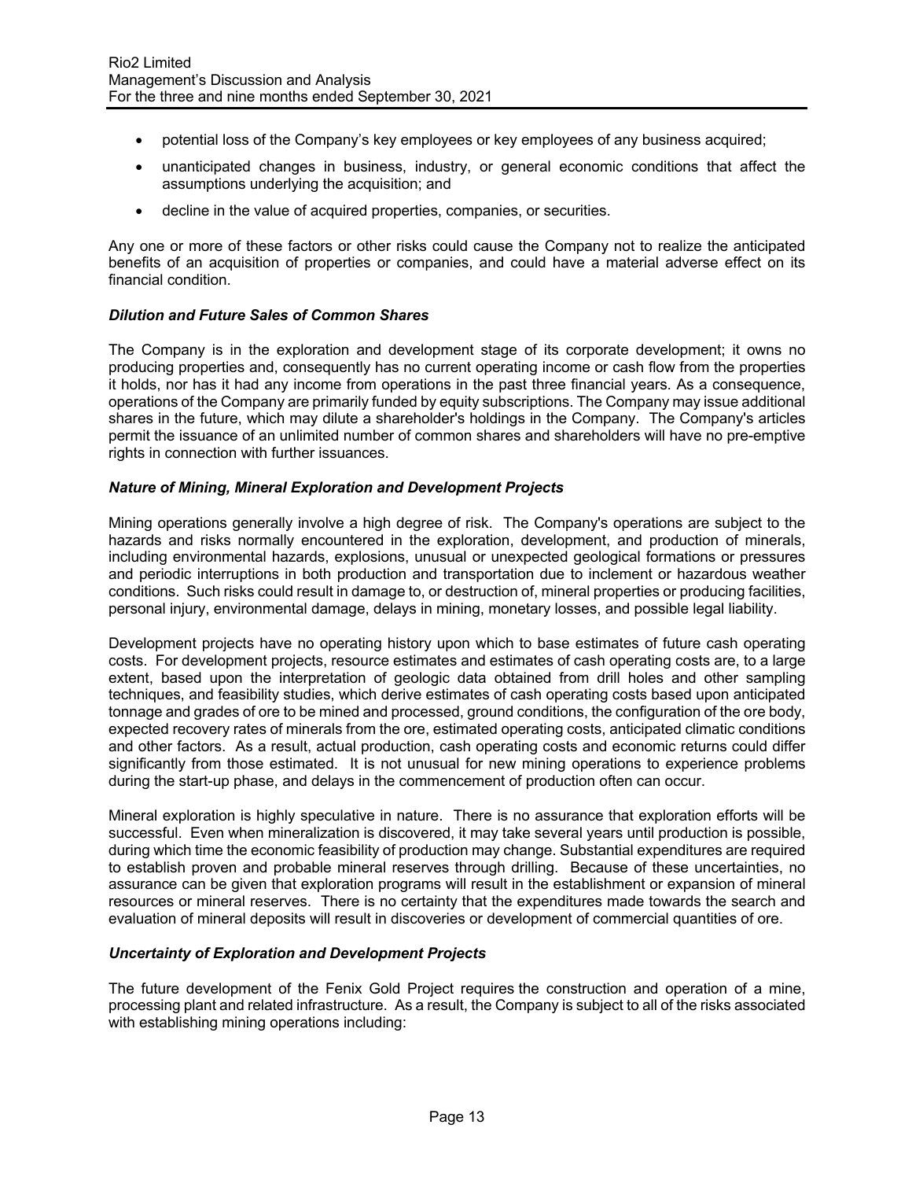- potential loss of the Company's key employees or key employees of any business acquired;
- unanticipated changes in business, industry, or general economic conditions that affect the assumptions underlying the acquisition; and
- decline in the value of acquired properties, companies, or securities.

Any one or more of these factors or other risks could cause the Company not to realize the anticipated benefits of an acquisition of properties or companies, and could have a material adverse effect on its financial condition.

***Dilution and Future Sales of Common Shares***

The Company is in the exploration and development stage of its corporate development; it owns no producing properties and, consequently has no current operating income or cash flow from the properties it holds, nor has it had any income from operations in the past three financial years. As a consequence, operations of the Company are primarily funded by equity subscriptions. The Company may issue additional shares in the future, which may dilute a shareholder's holdings in the Company. The Company's articles permit the issuance of an unlimited number of common shares and shareholders will have no pre-emptive rights in connection with further issuances.

***Nature of Mining, Mineral Exploration and Development Projects***

Mining operations generally involve a high degree of risk. The Company's operations are subject to the hazards and risks normally encountered in the exploration, development, and production of minerals, including environmental hazards, explosions, unusual or unexpected geological formations or pressures and periodic interruptions in both production and transportation due to inclement or hazardous weather conditions. Such risks could result in damage to, or destruction of, mineral properties or producing facilities, personal injury, environmental damage, delays in mining, monetary losses, and possible legal liability.

Development projects have no operating history upon which to base estimates of future cash operating costs. For development projects, resource estimates and estimates of cash operating costs are, to a large extent, based upon the interpretation of geologic data obtained from drill holes and other sampling techniques, and feasibility studies, which derive estimates of cash operating costs based upon anticipated tonnage and grades of ore to be mined and processed, ground conditions, the configuration of the ore body, expected recovery rates of minerals from the ore, estimated operating costs, anticipated climatic conditions and other factors. As a result, actual production, cash operating costs and economic returns could differ significantly from those estimated. It is not unusual for new mining operations to experience problems during the start-up phase, and delays in the commencement of production often can occur.

Mineral exploration is highly speculative in nature. There is no assurance that exploration efforts will be successful. Even when mineralization is discovered, it may take several years until production is possible, during which time the economic feasibility of production may change. Substantial expenditures are required to establish proven and probable mineral reserves through drilling. Because of these uncertainties, no assurance can be given that exploration programs will result in the establishment or expansion of mineral resources or mineral reserves. There is no certainty that the expenditures made towards the search and evaluation of mineral deposits will result in discoveries or development of commercial quantities of ore.

***Uncertainty of Exploration and Development Projects***

The future development of the Fenix Gold Project requires the construction and operation of a mine, processing plant and related infrastructure. As a result, the Company is subject to all of the risks associated with establishing mining operations including: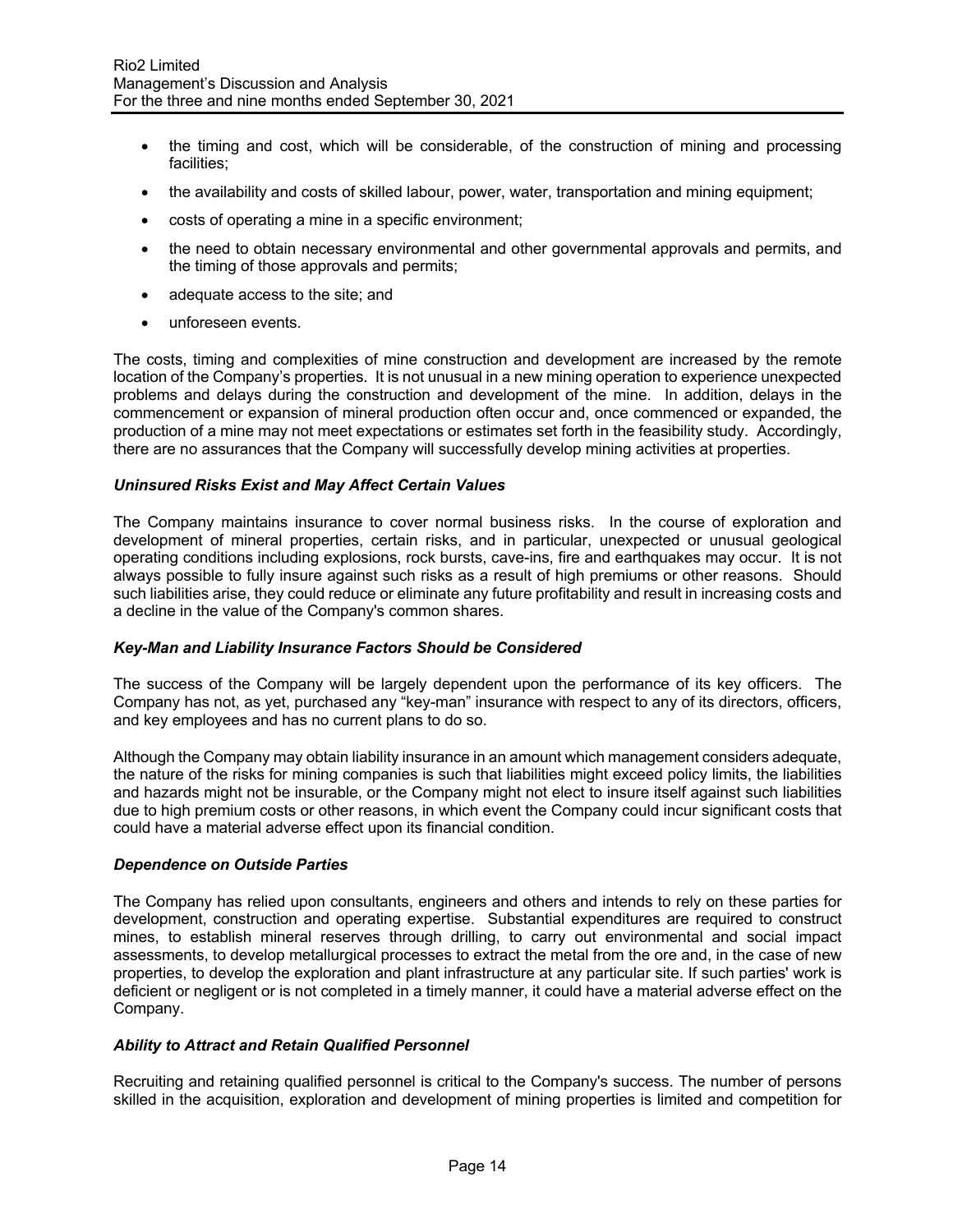- the timing and cost, which will be considerable, of the construction of mining and processing facilities;
- the availability and costs of skilled labour, power, water, transportation and mining equipment;
- costs of operating a mine in a specific environment;
- the need to obtain necessary environmental and other governmental approvals and permits, and the timing of those approvals and permits;
- adequate access to the site; and
- unforeseen events.

The costs, timing and complexities of mine construction and development are increased by the remote location of the Company's properties. It is not unusual in a new mining operation to experience unexpected problems and delays during the construction and development of the mine. In addition, delays in the commencement or expansion of mineral production often occur and, once commenced or expanded, the production of a mine may not meet expectations or estimates set forth in the feasibility study. Accordingly, there are no assurances that the Company will successfully develop mining activities at properties.

### *Uninsured Risks Exist and May Affect Certain Values*

The Company maintains insurance to cover normal business risks. In the course of exploration and development of mineral properties, certain risks, and in particular, unexpected or unusual geological operating conditions including explosions, rock bursts, cave-ins, fire and earthquakes may occur. It is not always possible to fully insure against such risks as a result of high premiums or other reasons. Should such liabilities arise, they could reduce or eliminate any future profitability and result in increasing costs and a decline in the value of the Company's common shares.

### *Key-Man and Liability Insurance Factors Should be Considered*

The success of the Company will be largely dependent upon the performance of its key officers. The Company has not, as yet, purchased any "key-man" insurance with respect to any of its directors, officers, and key employees and has no current plans to do so.

Although the Company may obtain liability insurance in an amount which management considers adequate, the nature of the risks for mining companies is such that liabilities might exceed policy limits, the liabilities and hazards might not be insurable, or the Company might not elect to insure itself against such liabilities due to high premium costs or other reasons, in which event the Company could incur significant costs that could have a material adverse effect upon its financial condition.

### *Dependence on Outside Parties*

The Company has relied upon consultants, engineers and others and intends to rely on these parties for development, construction and operating expertise. Substantial expenditures are required to construct mines, to establish mineral reserves through drilling, to carry out environmental and social impact assessments, to develop metallurgical processes to extract the metal from the ore and, in the case of new properties, to develop the exploration and plant infrastructure at any particular site. If such parties' work is deficient or negligent or is not completed in a timely manner, it could have a material adverse effect on the Company.

### *Ability to Attract and Retain Qualified Personnel*

Recruiting and retaining qualified personnel is critical to the Company's success. The number of persons skilled in the acquisition, exploration and development of mining properties is limited and competition for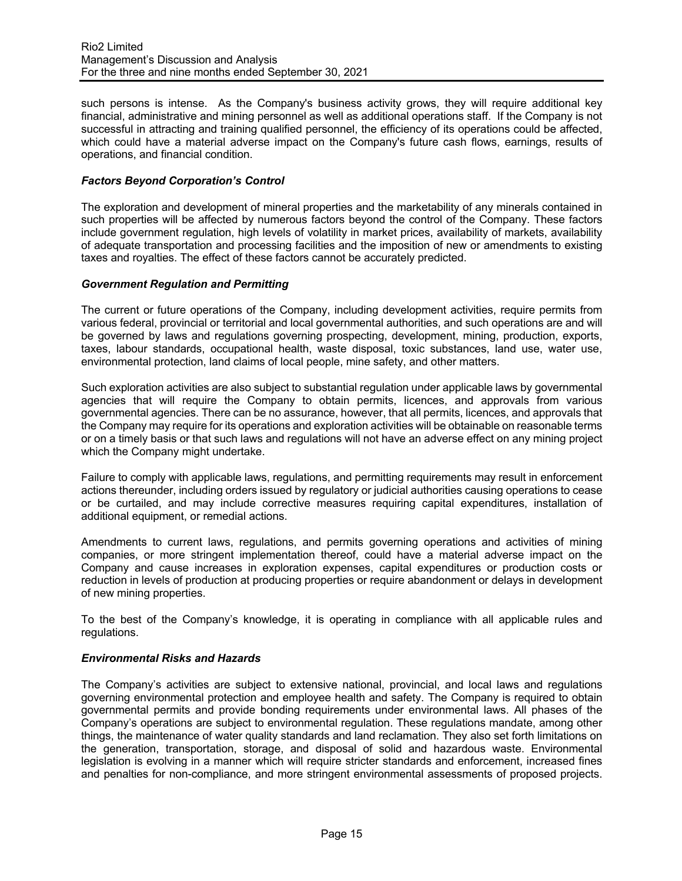such persons is intense. As the Company's business activity grows, they will require additional key financial, administrative and mining personnel as well as additional operations staff. If the Company is not successful in attracting and training qualified personnel, the efficiency of its operations could be affected, which could have a material adverse impact on the Company's future cash flows, earnings, results of operations, and financial condition.

### *Factors Beyond Corporation's Control*

The exploration and development of mineral properties and the marketability of any minerals contained in such properties will be affected by numerous factors beyond the control of the Company. These factors include government regulation, high levels of volatility in market prices, availability of markets, availability of adequate transportation and processing facilities and the imposition of new or amendments to existing taxes and royalties. The effect of these factors cannot be accurately predicted.

### *Government Regulation and Permitting*

The current or future operations of the Company, including development activities, require permits from various federal, provincial or territorial and local governmental authorities, and such operations are and will be governed by laws and regulations governing prospecting, development, mining, production, exports, taxes, labour standards, occupational health, waste disposal, toxic substances, land use, water use, environmental protection, land claims of local people, mine safety, and other matters.

Such exploration activities are also subject to substantial regulation under applicable laws by governmental agencies that will require the Company to obtain permits, licences, and approvals from various governmental agencies. There can be no assurance, however, that all permits, licences, and approvals that the Company may require for its operations and exploration activities will be obtainable on reasonable terms or on a timely basis or that such laws and regulations will not have an adverse effect on any mining project which the Company might undertake.

Failure to comply with applicable laws, regulations, and permitting requirements may result in enforcement actions thereunder, including orders issued by regulatory or judicial authorities causing operations to cease or be curtailed, and may include corrective measures requiring capital expenditures, installation of additional equipment, or remedial actions.

Amendments to current laws, regulations, and permits governing operations and activities of mining companies, or more stringent implementation thereof, could have a material adverse impact on the Company and cause increases in exploration expenses, capital expenditures or production costs or reduction in levels of production at producing properties or require abandonment or delays in development of new mining properties.

To the best of the Company's knowledge, it is operating in compliance with all applicable rules and regulations.

### *Environmental Risks and Hazards*

The Company's activities are subject to extensive national, provincial, and local laws and regulations governing environmental protection and employee health and safety. The Company is required to obtain governmental permits and provide bonding requirements under environmental laws. All phases of the Company's operations are subject to environmental regulation. These regulations mandate, among other things, the maintenance of water quality standards and land reclamation. They also set forth limitations on the generation, transportation, storage, and disposal of solid and hazardous waste. Environmental legislation is evolving in a manner which will require stricter standards and enforcement, increased fines and penalties for non-compliance, and more stringent environmental assessments of proposed projects.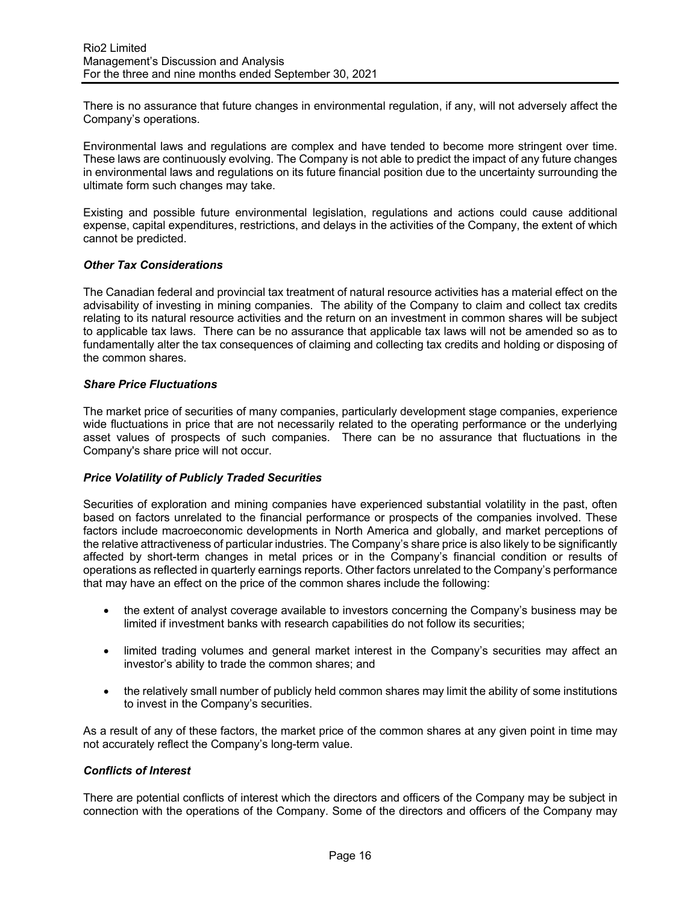There is no assurance that future changes in environmental regulation, if any, will not adversely affect the Company's operations.

Environmental laws and regulations are complex and have tended to become more stringent over time. These laws are continuously evolving. The Company is not able to predict the impact of any future changes in environmental laws and regulations on its future financial position due to the uncertainty surrounding the ultimate form such changes may take.

Existing and possible future environmental legislation, regulations and actions could cause additional expense, capital expenditures, restrictions, and delays in the activities of the Company, the extent of which cannot be predicted.

### *Other Tax Considerations*

The Canadian federal and provincial tax treatment of natural resource activities has a material effect on the advisability of investing in mining companies. The ability of the Company to claim and collect tax credits relating to its natural resource activities and the return on an investment in common shares will be subject to applicable tax laws. There can be no assurance that applicable tax laws will not be amended so as to fundamentally alter the tax consequences of claiming and collecting tax credits and holding or disposing of the common shares.

### *Share Price Fluctuations*

The market price of securities of many companies, particularly development stage companies, experience wide fluctuations in price that are not necessarily related to the operating performance or the underlying asset values of prospects of such companies. There can be no assurance that fluctuations in the Company's share price will not occur.

### *Price Volatility of Publicly Traded Securities*

Securities of exploration and mining companies have experienced substantial volatility in the past, often based on factors unrelated to the financial performance or prospects of the companies involved. These factors include macroeconomic developments in North America and globally, and market perceptions of the relative attractiveness of particular industries. The Company's share price is also likely to be significantly affected by short-term changes in metal prices or in the Company's financial condition or results of operations as reflected in quarterly earnings reports. Other factors unrelated to the Company's performance that may have an effect on the price of the common shares include the following:

- the extent of analyst coverage available to investors concerning the Company's business may be limited if investment banks with research capabilities do not follow its securities;
- limited trading volumes and general market interest in the Company's securities may affect an investor's ability to trade the common shares; and
- the relatively small number of publicly held common shares may limit the ability of some institutions to invest in the Company's securities.

As a result of any of these factors, the market price of the common shares at any given point in time may not accurately reflect the Company's long-term value.

### *Conflicts of Interest*

There are potential conflicts of interest which the directors and officers of the Company may be subject in connection with the operations of the Company. Some of the directors and officers of the Company may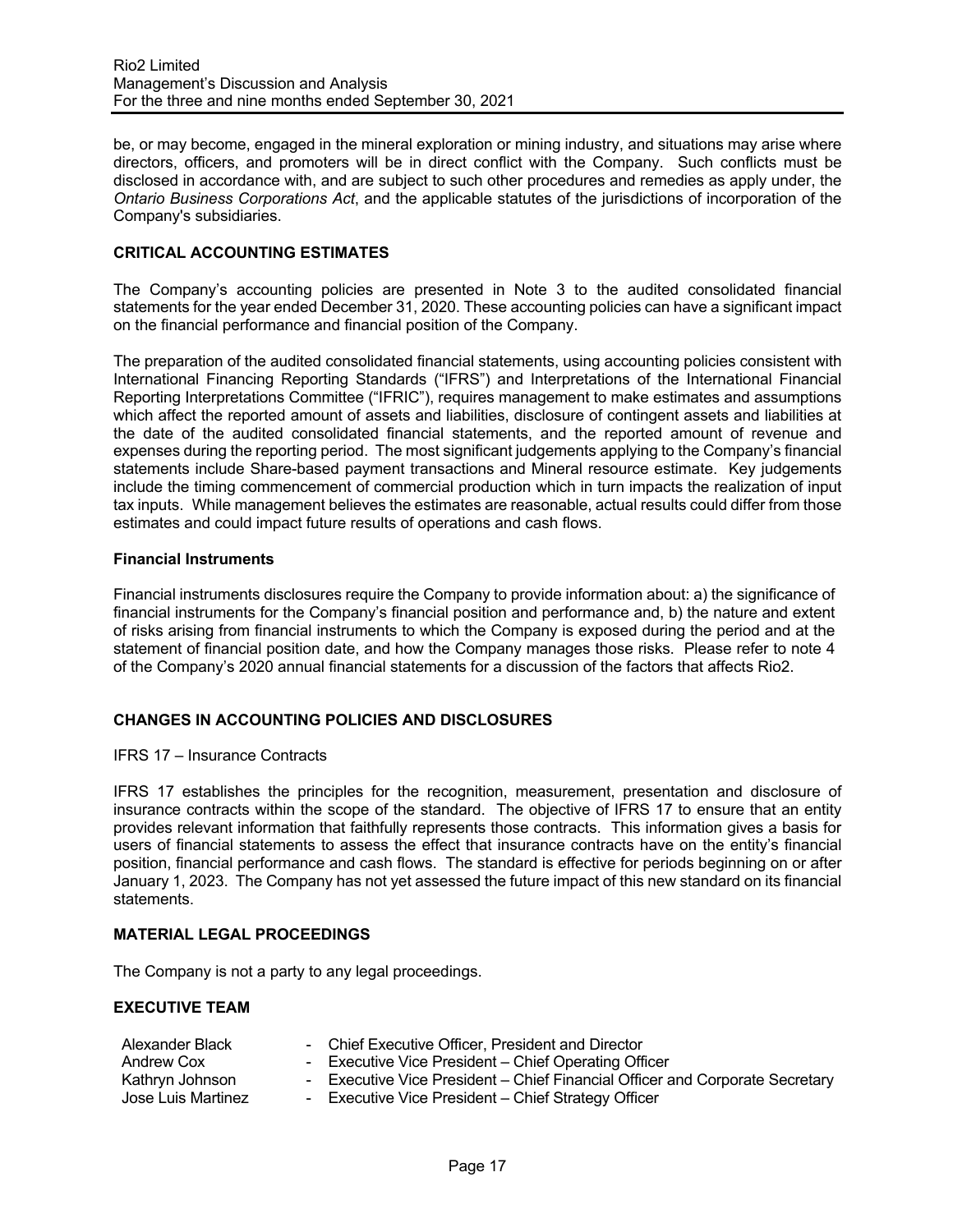be, or may become, engaged in the mineral exploration or mining industry, and situations may arise where directors, officers, and promoters will be in direct conflict with the Company. Such conflicts must be disclosed in accordance with, and are subject to such other procedures and remedies as apply under, the *Ontario Business Corporations Act*, and the applicable statutes of the jurisdictions of incorporation of the Company's subsidiaries.

## CRITICAL ACCOUNTING ESTIMATES

The Company's accounting policies are presented in Note 3 to the audited consolidated financial statements for the year ended December 31, 2020. These accounting policies can have a significant impact on the financial performance and financial position of the Company.

The preparation of the audited consolidated financial statements, using accounting policies consistent with International Financing Reporting Standards ("IFRS") and Interpretations of the International Financial Reporting Interpretations Committee ("IFRIC"), requires management to make estimates and assumptions which affect the reported amount of assets and liabilities, disclosure of contingent assets and liabilities at the date of the audited consolidated financial statements, and the reported amount of revenue and expenses during the reporting period. The most significant judgements applying to the Company's financial statements include Share-based payment transactions and Mineral resource estimate. Key judgements include the timing commencement of commercial production which in turn impacts the realization of input tax inputs. While management believes the estimates are reasonable, actual results could differ from those estimates and could impact future results of operations and cash flows.

### Financial Instruments

Financial instruments disclosures require the Company to provide information about: a) the significance of financial instruments for the Company's financial position and performance and, b) the nature and extent of risks arising from financial instruments to which the Company is exposed during the period and at the statement of financial position date, and how the Company manages those risks. Please refer to note 4 of the Company's 2020 annual financial statements for a discussion of the factors that affects Rio2.

## CHANGES IN ACCOUNTING POLICIES AND DISCLOSURES

IFRS 17 – Insurance Contracts

IFRS 17 establishes the principles for the recognition, measurement, presentation and disclosure of insurance contracts within the scope of the standard. The objective of IFRS 17 to ensure that an entity provides relevant information that faithfully represents those contracts. This information gives a basis for users of financial statements to assess the effect that insurance contracts have on the entity's financial position, financial performance and cash flows. The standard is effective for periods beginning on or after January 1, 2023. The Company has not yet assessed the future impact of this new standard on its financial statements.

## MATERIAL LEGAL PROCEEDINGS

The Company is not a party to any legal proceedings.

## EXECUTIVE TEAM

| | |
|---|---|
| Alexander Black | - Chief Executive Officer, President and Director |
| Andrew Cox | - Executive Vice President – Chief Operating Officer |
| Kathryn Johnson | - Executive Vice President – Chief Financial Officer and Corporate Secretary |
| Jose Luis Martinez | - Executive Vice President – Chief Strategy Officer |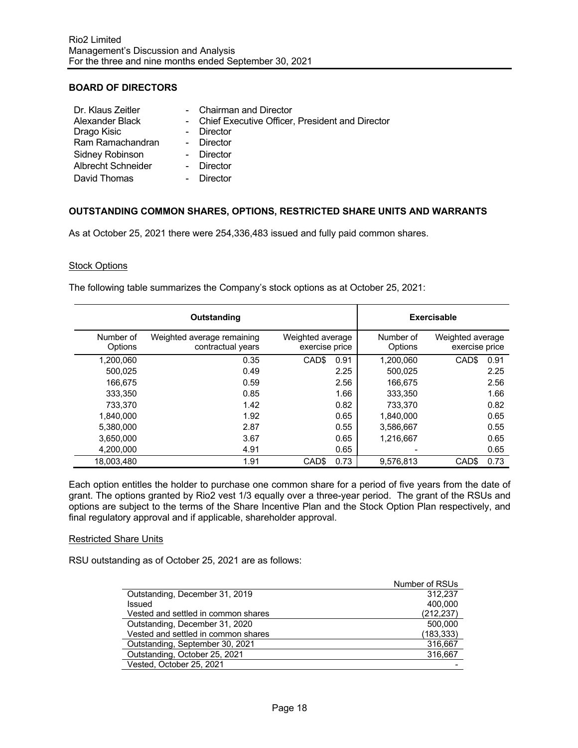## BOARD OF DIRECTORS

Dr. Klaus Zeitler - Chairman and Director
Alexander Black - Chief Executive Officer, President and Director
Drago Kisic - Director
Ram Ramachandran - Director
Sidney Robinson - Director
Albrecht Schneider - Director
David Thomas - Director

## OUTSTANDING COMMON SHARES, OPTIONS, RESTRICTED SHARE UNITS AND WARRANTS

As at October 25, 2021 there were 254,336,483 issued and fully paid common shares.

### Stock Options

The following table summarizes the Company's stock options as at October 25, 2021:

| Outstanding | | | Exercisable | |
|---|---|---|---|---|
| Number of Options | Weighted average remaining contractual years | Weighted average exercise price | Number of Options | Weighted average exercise price |
| 1,200,060 | 0.35 | CAD$ 0.91 | 1,200,060 | CAD$ 0.91 |
| 500,025 | 0.49 | 2.25 | 500,025 | 2.25 |
| 166,675 | 0.59 | 2.56 | 166,675 | 2.56 |
| 333,350 | 0.85 | 1.66 | 333,350 | 1.66 |
| 733,370 | 1.42 | 0.82 | 733,370 | 0.82 |
| 1,840,000 | 1.92 | 0.65 | 1,840,000 | 0.65 |
| 5,380,000 | 2.87 | 0.55 | 3,586,667 | 0.55 |
| 3,650,000 | 3.67 | 0.65 | 1,216,667 | 0.65 |
| 4,200,000 | 4.91 | 0.65 | - | 0.65 |
| 18,003,480 | 1.91 | CAD$ 0.73 | 9,576,813 | CAD$ 0.73 |

Each option entitles the holder to purchase one common share for a period of five years from the date of grant. The options granted by Rio2 vest 1/3 equally over a three-year period. The grant of the RSUs and options are subject to the terms of the Share Incentive Plan and the Stock Option Plan respectively, and final regulatory approval and if applicable, shareholder approval.

### Restricted Share Units

RSU outstanding as of October 25, 2021 are as follows:

| | Number of RSUs |
|---|---|
| Outstanding, December 31, 2019 | 312,237 |
| Issued | 400,000 |
| Vested and settled in common shares | (212,237) |
| Outstanding, December 31, 2020 | 500,000 |
| Vested and settled in common shares | (183,333) |
| Outstanding, September 30, 2021 | 316,667 |
| Outstanding, October 25, 2021 | 316,667 |
| Vested, October 25, 2021 | - |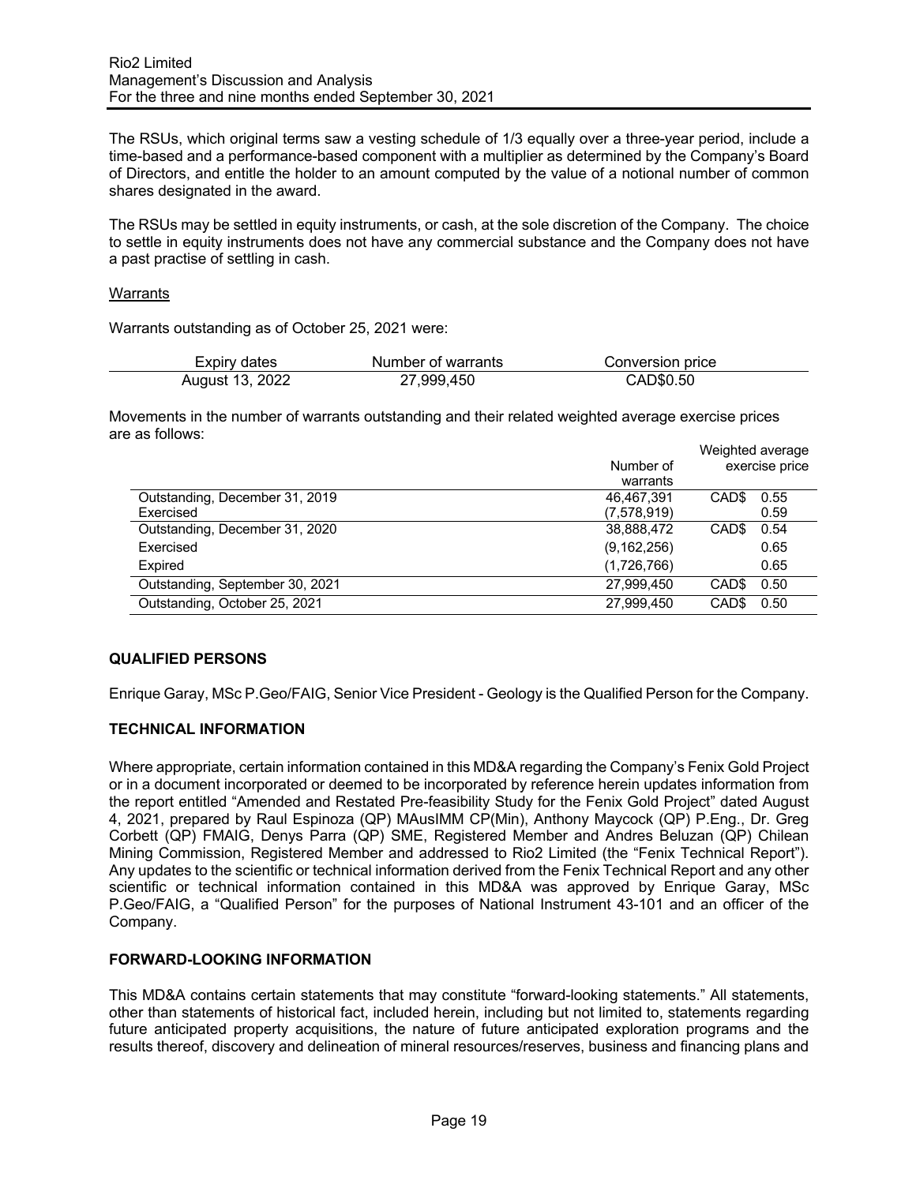The RSUs, which original terms saw a vesting schedule of 1/3 equally over a three-year period, include a time-based and a performance-based component with a multiplier as determined by the Company's Board of Directors, and entitle the holder to an amount computed by the value of a notional number of common shares designated in the award.

The RSUs may be settled in equity instruments, or cash, at the sole discretion of the Company. The choice to settle in equity instruments does not have any commercial substance and the Company does not have a past practise of settling in cash.

Warrants

Warrants outstanding as of October 25, 2021 were:

| Expiry dates | Number of warrants | Conversion price |
|---|---|---|
| August 13, 2022 | 27,999,450 | CAD$0.50 |

Movements in the number of warrants outstanding and their related weighted average exercise prices are as follows:

| | Number of warrants | Weighted average exercise price |
|---|---|---|
| Outstanding, December 31, 2019 | 46,467,391 | CAD$ 0.55 |
| Exercised | (7,578,919) | 0.59 |
| Outstanding, December 31, 2020 | 38,888,472 | CAD$ 0.54 |
| Exercised | (9,162,256) | 0.65 |
| Expired | (1,726,766) | 0.65 |
| Outstanding, September 30, 2021 | 27,999,450 | CAD$ 0.50 |
| Outstanding, October 25, 2021 | 27,999,450 | CAD$ 0.50 |

## QUALIFIED PERSONS

Enrique Garay, MSc P.Geo/FAIG, Senior Vice President - Geology is the Qualified Person for the Company.

## TECHNICAL INFORMATION

Where appropriate, certain information contained in this MD&A regarding the Company's Fenix Gold Project or in a document incorporated or deemed to be incorporated by reference herein updates information from the report entitled "Amended and Restated Pre-feasibility Study for the Fenix Gold Project" dated August 4, 2021, prepared by Raul Espinoza (QP) MAusIMM CP(Min), Anthony Maycock (QP) P.Eng., Dr. Greg Corbett (QP) FMAIG, Denys Parra (QP) SME, Registered Member and Andres Beluzan (QP) Chilean Mining Commission, Registered Member and addressed to Rio2 Limited (the "Fenix Technical Report"). Any updates to the scientific or technical information derived from the Fenix Technical Report and any other scientific or technical information contained in this MD&A was approved by Enrique Garay, MSc P.Geo/FAIG, a "Qualified Person" for the purposes of National Instrument 43-101 and an officer of the Company.

## FORWARD-LOOKING INFORMATION

This MD&A contains certain statements that may constitute "forward-looking statements." All statements, other than statements of historical fact, included herein, including but not limited to, statements regarding future anticipated property acquisitions, the nature of future anticipated exploration programs and the results thereof, discovery and delineation of mineral resources/reserves, business and financing plans and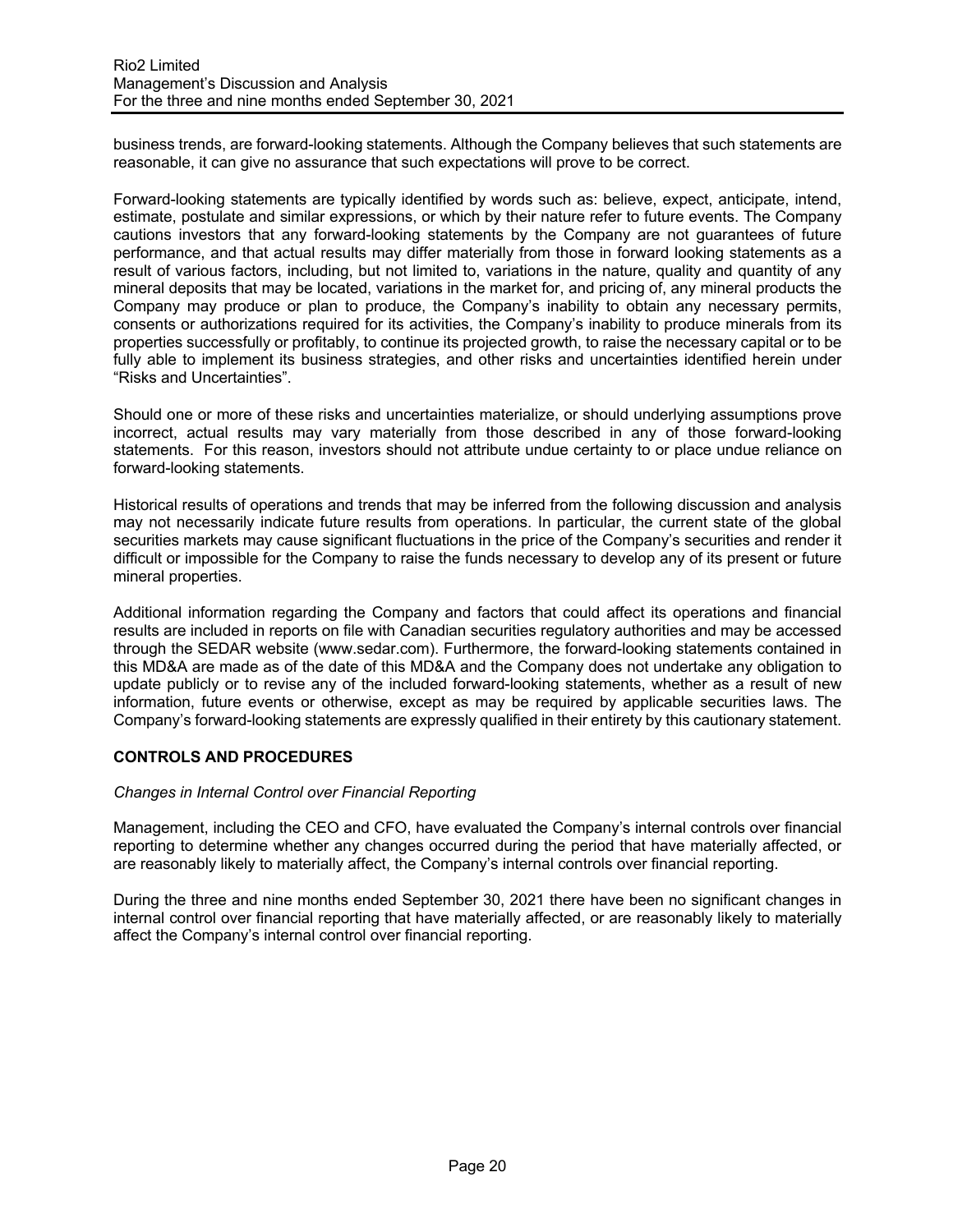business trends, are forward-looking statements. Although the Company believes that such statements are reasonable, it can give no assurance that such expectations will prove to be correct.

Forward-looking statements are typically identified by words such as: believe, expect, anticipate, intend, estimate, postulate and similar expressions, or which by their nature refer to future events. The Company cautions investors that any forward-looking statements by the Company are not guarantees of future performance, and that actual results may differ materially from those in forward looking statements as a result of various factors, including, but not limited to, variations in the nature, quality and quantity of any mineral deposits that may be located, variations in the market for, and pricing of, any mineral products the Company may produce or plan to produce, the Company's inability to obtain any necessary permits, consents or authorizations required for its activities, the Company's inability to produce minerals from its properties successfully or profitably, to continue its projected growth, to raise the necessary capital or to be fully able to implement its business strategies, and other risks and uncertainties identified herein under "Risks and Uncertainties".

Should one or more of these risks and uncertainties materialize, or should underlying assumptions prove incorrect, actual results may vary materially from those described in any of those forward-looking statements. For this reason, investors should not attribute undue certainty to or place undue reliance on forward-looking statements.

Historical results of operations and trends that may be inferred from the following discussion and analysis may not necessarily indicate future results from operations. In particular, the current state of the global securities markets may cause significant fluctuations in the price of the Company's securities and render it difficult or impossible for the Company to raise the funds necessary to develop any of its present or future mineral properties.

Additional information regarding the Company and factors that could affect its operations and financial results are included in reports on file with Canadian securities regulatory authorities and may be accessed through the SEDAR website (www.sedar.com). Furthermore, the forward-looking statements contained in this MD&A are made as of the date of this MD&A and the Company does not undertake any obligation to update publicly or to revise any of the included forward-looking statements, whether as a result of new information, future events or otherwise, except as may be required by applicable securities laws. The Company's forward-looking statements are expressly qualified in their entirety by this cautionary statement.

## CONTROLS AND PROCEDURES

*Changes in Internal Control over Financial Reporting*

Management, including the CEO and CFO, have evaluated the Company's internal controls over financial reporting to determine whether any changes occurred during the period that have materially affected, or are reasonably likely to materially affect, the Company's internal controls over financial reporting.

During the three and nine months ended September 30, 2021 there have been no significant changes in internal control over financial reporting that have materially affected, or are reasonably likely to materially affect the Company's internal control over financial reporting.